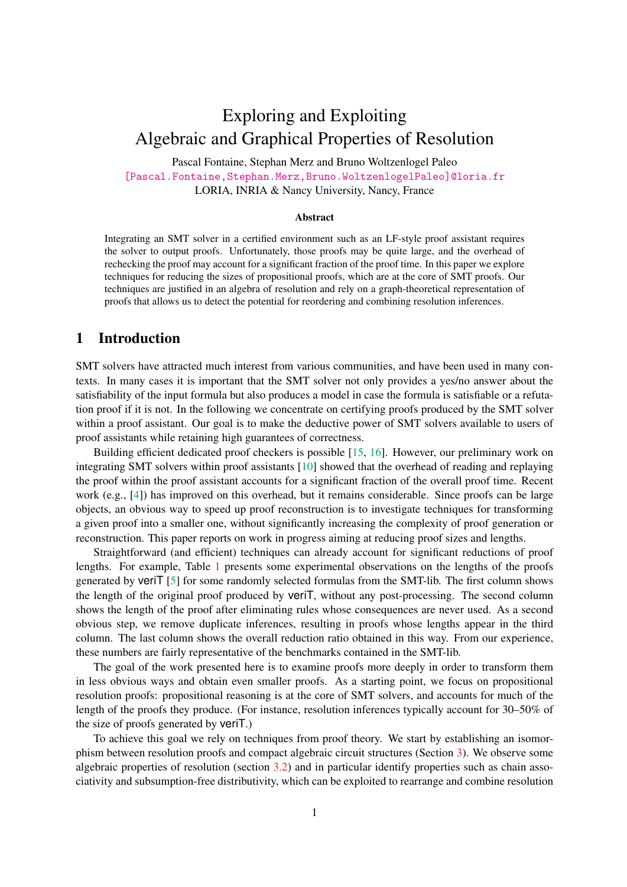# Exploring and Exploiting
# Algebraic and Graphical Properties of Resolution

Pascal Fontaine, Stephan Merz and Bruno Woltzenlogel Paleo

[Pascal.Fontaine,Stephan.Merz,Bruno.WoltzenlogelPaleo]@loria.fr

LORIA, INRIA & Nancy University, Nancy, France

**Abstract**

Integrating an SMT solver in a certified environment such as an LF-style proof assistant requires the solver to output proofs. Unfortunately, those proofs may be quite large, and the overhead of rechecking the proof may account for a significant fraction of the proof time. In this paper we explore techniques for reducing the sizes of propositional proofs, which are at the core of SMT proofs. Our techniques are justified in an algebra of resolution and rely on a graph-theoretical representation of proofs that allows us to detect the potential for reordering and combining resolution inferences.

## 1 Introduction

SMT solvers have attracted much interest from various communities, and have been used in many contexts. In many cases it is important that the SMT solver not only provides a yes/no answer about the satisfiability of the input formula but also produces a model in case the formula is satisfiable or a refutation proof if it is not. In the following we concentrate on certifying proofs produced by the SMT solver within a proof assistant. Our goal is to make the deductive power of SMT solvers available to users of proof assistants while retaining high guarantees of correctness.

Building efficient dedicated proof checkers is possible [15, 16]. However, our preliminary work on integrating SMT solvers within proof assistants [10] showed that the overhead of reading and replaying the proof within the proof assistant accounts for a significant fraction of the overall proof time. Recent work (e.g., [4]) has improved on this overhead, but it remains considerable. Since proofs can be large objects, an obvious way to speed up proof reconstruction is to investigate techniques for transforming a given proof into a smaller one, without significantly increasing the complexity of proof generation or reconstruction. This paper reports on work in progress aiming at reducing proof sizes and lengths.

Straightforward (and efficient) techniques can already account for significant reductions of proof lengths. For example, Table 1 presents some experimental observations on the lengths of the proofs generated by veriT [5] for some randomly selected formulas from the SMT-lib. The first column shows the length of the original proof produced by veriT, without any post-processing. The second column shows the length of the proof after eliminating rules whose consequences are never used. As a second obvious step, we remove duplicate inferences, resulting in proofs whose lengths appear in the third column. The last column shows the overall reduction ratio obtained in this way. From our experience, these numbers are fairly representative of the benchmarks contained in the SMT-lib.

The goal of the work presented here is to examine proofs more deeply in order to transform them in less obvious ways and obtain even smaller proofs. As a starting point, we focus on propositional resolution proofs: propositional reasoning is at the core of SMT solvers, and accounts for much of the length of the proofs they produce. (For instance, resolution inferences typically account for 30–50% of the size of proofs generated by veriT.)

To achieve this goal we rely on techniques from proof theory. We start by establishing an isomorphism between resolution proofs and compact algebraic circuit structures (Section 3). We observe some algebraic properties of resolution (section 3.2) and in particular identify properties such as chain associativity and subsumption-free distributivity, which can be exploited to rearrange and combine resolution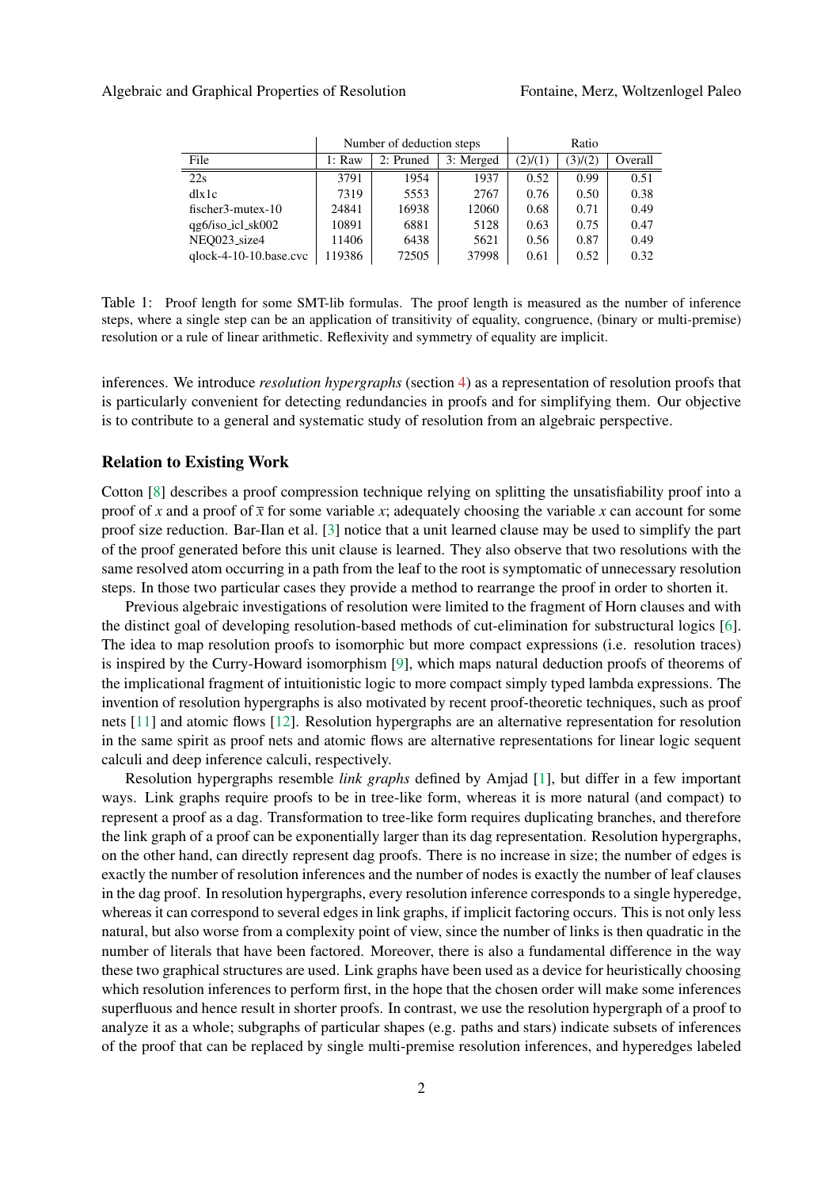| | Number of deduction steps | | | Ratio | | |
|---|---|---|---|---|---|---|
| File | 1: Raw | 2: Pruned | 3: Merged | (2)/(1) | (3)/(2) | Overall |
| 22s | 3791 | 1954 | 1937 | 0.52 | 0.99 | 0.51 |
| dlx1c | 7319 | 5553 | 2767 | 0.76 | 0.50 | 0.38 |
| fischer3-mutex-10 | 24841 | 16938 | 12060 | 0.68 | 0.71 | 0.49 |
| qg6/iso_icl_sk002 | 10891 | 6881 | 5128 | 0.63 | 0.75 | 0.47 |
| NEQ023_size4 | 11406 | 6438 | 5621 | 0.56 | 0.87 | 0.49 |
| qlock-4-10-10.base.cvc | 119386 | 72505 | 37998 | 0.61 | 0.52 | 0.32 |

Table 1: Proof length for some SMT-lib formulas. The proof length is measured as the number of inference steps, where a single step can be an application of transitivity of equality, congruence, (binary or multi-premise) resolution or a rule of linear arithmetic. Reflexivity and symmetry of equality are implicit.

inferences. We introduce *resolution hypergraphs* (section 4) as a representation of resolution proofs that is particularly convenient for detecting redundancies in proofs and for simplifying them. Our objective is to contribute to a general and systematic study of resolution from an algebraic perspective.

## Relation to Existing Work

Cotton [8] describes a proof compression technique relying on splitting the unsatisfiability proof into a proof of $x$ and a proof of $\overline{x}$ for some variable $x$; adequately choosing the variable $x$ can account for some proof size reduction. Bar-Ilan et al. [3] notice that a unit learned clause may be used to simplify the part of the proof generated before this unit clause is learned. They also observe that two resolutions with the same resolved atom occurring in a path from the leaf to the root is symptomatic of unnecessary resolution steps. In those two particular cases they provide a method to rearrange the proof in order to shorten it.

Previous algebraic investigations of resolution were limited to the fragment of Horn clauses and with the distinct goal of developing resolution-based methods of cut-elimination for substructural logics [6]. The idea to map resolution proofs to isomorphic but more compact expressions (i.e. resolution traces) is inspired by the Curry-Howard isomorphism [9], which maps natural deduction proofs of theorems of the implicational fragment of intuitionistic logic to more compact simply typed lambda expressions. The invention of resolution hypergraphs is also motivated by recent proof-theoretic techniques, such as proof nets [11] and atomic flows [12]. Resolution hypergraphs are an alternative representation for resolution in the same spirit as proof nets and atomic flows are alternative representations for linear logic sequent calculi and deep inference calculi, respectively.

Resolution hypergraphs resemble *link graphs* defined by Amjad [1], but differ in a few important ways. Link graphs require proofs to be in tree-like form, whereas it is more natural (and compact) to represent a proof as a dag. Transformation to tree-like form requires duplicating branches, and therefore the link graph of a proof can be exponentially larger than its dag representation. Resolution hypergraphs, on the other hand, can directly represent dag proofs. There is no increase in size; the number of edges is exactly the number of resolution inferences and the number of nodes is exactly the number of leaf clauses in the dag proof. In resolution hypergraphs, every resolution inference corresponds to a single hyperedge, whereas it can correspond to several edges in link graphs, if implicit factoring occurs. This is not only less natural, but also worse from a complexity point of view, since the number of links is then quadratic in the number of literals that have been factored. Moreover, there is also a fundamental difference in the way these two graphical structures are used. Link graphs have been used as a device for heuristically choosing which resolution inferences to perform first, in the hope that the chosen order will make some inferences superfluous and hence result in shorter proofs. In contrast, we use the resolution hypergraph of a proof to analyze it as a whole; subgraphs of particular shapes (e.g. paths and stars) indicate subsets of inferences of the proof that can be replaced by single multi-premise resolution inferences, and hyperedges labeled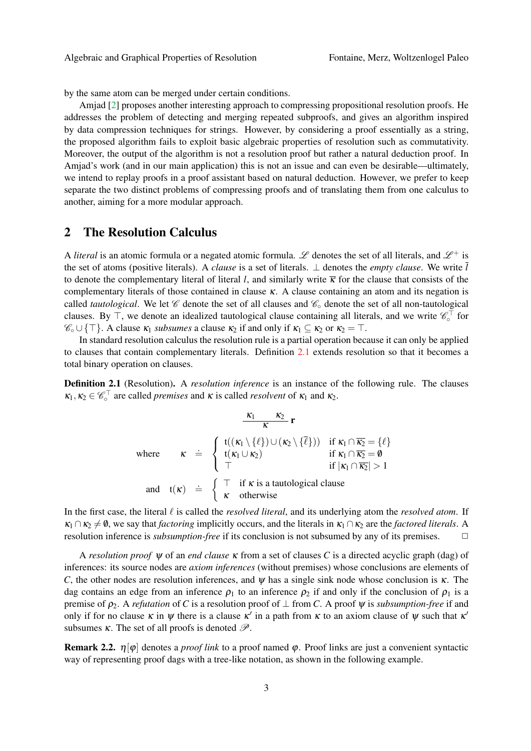by the same atom can be merged under certain conditions.

Amjad [2] proposes another interesting approach to compressing propositional resolution proofs. He addresses the problem of detecting and merging repeated subproofs, and gives an algorithm inspired by data compression techniques for strings. However, by considering a proof essentially as a string, the proposed algorithm fails to exploit basic algebraic properties of resolution such as commutativity. Moreover, the output of the algorithm is not a resolution proof but rather a natural deduction proof. In Amjad's work (and in our main application) this is not an issue and can even be desirable—ultimately, we intend to replay proofs in a proof assistant based on natural deduction. However, we prefer to keep separate the two distinct problems of compressing proofs and of translating them from one calculus to another, aiming for a more modular approach.

## 2 The Resolution Calculus

A *literal* is an atomic formula or a negated atomic formula. $\mathscr{L}$ denotes the set of all literals, and $\mathscr{L}^+$ is the set of atoms (positive literals). A *clause* is a set of literals. $\bot$ denotes the *empty clause*. We write $\bar{l}$ to denote the complementary literal of literal $l$, and similarly write $\overline{\kappa}$ for the clause that consists of the complementary literals of those contained in clause $\kappa$. A clause containing an atom and its negation is called *tautological*. We let $\mathscr{C}$ denote the set of all clauses and $\mathscr{C}_\circ$ denote the set of all non-tautological clauses. By $\top$, we denote an idealized tautological clause containing all literals, and we write $\mathscr{C}_\circ^\top$ for $\mathscr{C}_\circ \cup \{\top\}$. A clause $\kappa_1$ *subsumes* a clause $\kappa_2$ if and only if $\kappa_1 \subseteq \kappa_2$ or $\kappa_2 = \top$.

In standard resolution calculus the resolution rule is a partial operation because it can only be applied to clauses that contain complementary literals. Definition 2.1 extends resolution so that it becomes a total binary operation on clauses.

**Definition 2.1** (Resolution)**.** A *resolution inference* is an instance of the following rule. The clauses $\kappa_1, \kappa_2 \in \mathscr{C}_\circ^\top$ are called *premises* and $\kappa$ is called *resolvent* of $\kappa_1$ and $\kappa_2$.

$$\frac{\kappa_1 \qquad \kappa_2}{\kappa}\,\mathbf{r}$$

$$\text{where} \qquad \kappa \doteq \begin{cases} \mathrm{t}((\kappa_1 \setminus \{\ell\}) \cup (\kappa_2 \setminus \{\overline{\ell}\})) & \text{if } \kappa_1 \cap \overline{\kappa_2} = \{\ell\} \\ \mathrm{t}(\kappa_1 \cup \kappa_2) & \text{if } \kappa_1 \cap \overline{\kappa_2} = \emptyset \\ \top & \text{if } |\kappa_1 \cap \overline{\kappa_2}| > 1 \end{cases}$$

$$\text{and} \quad \mathrm{t}(\kappa) \doteq \begin{cases} \top & \text{if } \kappa \text{ is a tautological clause} \\ \kappa & \text{otherwise} \end{cases}$$

In the first case, the literal $\ell$ is called the *resolved literal*, and its underlying atom the *resolved atom*. If $\kappa_1 \cap \kappa_2 \neq \emptyset$, we say that *factoring* implicitly occurs, and the literals in $\kappa_1 \cap \kappa_2$ are the *factored literals*. A resolution inference is *subsumption-free* if its conclusion is not subsumed by any of its premises. □

A *resolution proof* $\psi$ of an *end clause* $\kappa$ from a set of clauses $C$ is a directed acyclic graph (dag) of inferences: its source nodes are *axiom inferences* (without premises) whose conclusions are elements of $C$, the other nodes are resolution inferences, and $\psi$ has a single sink node whose conclusion is $\kappa$. The dag contains an edge from an inference $\rho_1$ to an inference $\rho_2$ if and only if the conclusion of $\rho_1$ is a premise of $\rho_2$. A *refutation* of $C$ is a resolution proof of $\bot$ from $C$. A proof $\psi$ is *subsumption-free* if and only if for no clause $\kappa$ in $\psi$ there is a clause $\kappa'$ in a path from $\kappa$ to an axiom clause of $\psi$ such that $\kappa'$ subsumes $\kappa$. The set of all proofs is denoted $\mathscr{P}$.

**Remark 2.2.** $\eta[\varphi]$ denotes a *proof link* to a proof named $\varphi$. Proof links are just a convenient syntactic way of representing proof dags with a tree-like notation, as shown in the following example.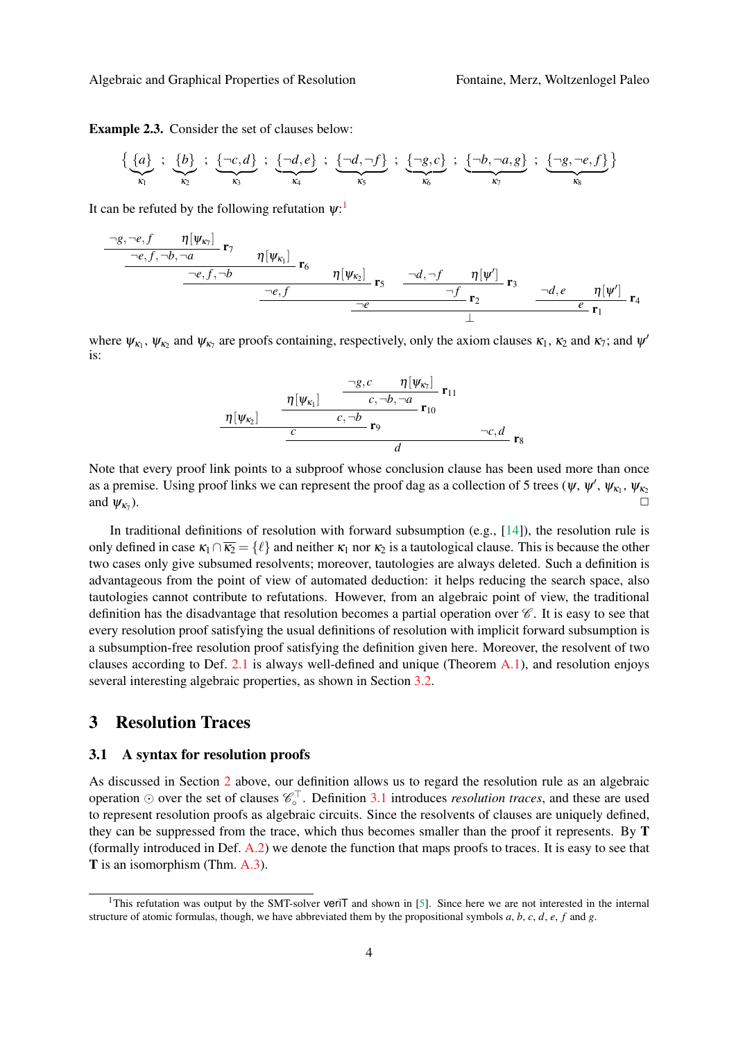**Example 2.3.** Consider the set of clauses below:

$$\Big\{ \underbrace{\{a\}}_{\kappa_1} \; ; \; \underbrace{\{b\}}_{\kappa_2} \; ; \; \underbrace{\{\neg c, d\}}_{\kappa_3} \; ; \; \underbrace{\{\neg d, e\}}_{\kappa_4} \; ; \; \underbrace{\{\neg d, \neg f\}}_{\kappa_5} \; ; \; \underbrace{\{\neg g, c\}}_{\kappa_6} \; ; \; \underbrace{\{\neg b, \neg a, g\}}_{\kappa_7} \; ; \; \underbrace{\{\neg g, \neg e, f\}}_{\kappa_8} \Big\}$$

It can be refuted by the following refutation $\psi$:[1]

$$\dfrac{\dfrac{\dfrac{\dfrac{\dfrac{\neg g, \neg e, f \qquad \eta[\psi_{\kappa_7}]}{\neg e, f, \neg b, \neg a}\,\mathbf{r}_7 \qquad \eta[\psi_{\kappa_1}]}{\neg e, f, \neg b}\,\mathbf{r}_6 \qquad \eta[\psi_{\kappa_2}]}{\neg e, f}\,\mathbf{r}_5 \qquad \dfrac{\neg d, \neg f \qquad \eta[\psi']}{\neg f}\,\mathbf{r}_3}{\neg e}\,\mathbf{r}_2 \qquad \dfrac{\neg d, e \qquad \eta[\psi']}{e}\,\mathbf{r}_4}{\bot}\,\mathbf{r}_1$$

where $\psi_{\kappa_1}$, $\psi_{\kappa_2}$ and $\psi_{\kappa_7}$ are proofs containing, respectively, only the axiom clauses $\kappa_1$, $\kappa_2$ and $\kappa_7$; and $\psi'$ is:

$$\dfrac{\dfrac{\eta[\psi_{\kappa_2}] \qquad \dfrac{\eta[\psi_{\kappa_1}] \qquad \dfrac{\neg g, c \qquad \eta[\psi_{\kappa_7}]}{c, \neg b, \neg a}\,\mathbf{r}_{11}}{c, \neg b}\,\mathbf{r}_{10}}{c}\,\mathbf{r}_9 \qquad \neg c, d}{d}\,\mathbf{r}_8$$

Note that every proof link points to a subproof whose conclusion clause has been used more than once as a premise. Using proof links we can represent the proof dag as a collection of 5 trees ($\psi$, $\psi'$, $\psi_{\kappa_1}$, $\psi_{\kappa_2}$ and $\psi_{\kappa_7}$). □

In traditional definitions of resolution with forward subsumption (e.g., [14]), the resolution rule is only defined in case $\kappa_1 \cap \overline{\kappa_2} = \{\ell\}$ and neither $\kappa_1$ nor $\kappa_2$ is a tautological clause. This is because the other two cases only give subsumed resolvents; moreover, tautologies are always deleted. Such a definition is advantageous from the point of view of automated deduction: it helps reducing the search space, also tautologies cannot contribute to refutations. However, from an algebraic point of view, the traditional definition has the disadvantage that resolution becomes a partial operation over $\mathscr{C}$. It is easy to see that every resolution proof satisfying the usual definitions of resolution with implicit forward subsumption is a subsumption-free resolution proof satisfying the definition given here. Moreover, the resolvent of two clauses according to Def. 2.1 is always well-defined and unique (Theorem A.1), and resolution enjoys several interesting algebraic properties, as shown in Section 3.2.

## 3 Resolution Traces

### 3.1 A syntax for resolution proofs

As discussed in Section 2 above, our definition allows us to regard the resolution rule as an algebraic operation $\odot$ over the set of clauses $\mathscr{C}_{\circ}^{\top}$. Definition 3.1 introduces *resolution traces*, and these are used to represent resolution proofs as algebraic circuits. Since the resolvents of clauses are uniquely defined, they can be suppressed from the trace, which thus becomes smaller than the proof it represents. By **T** (formally introduced in Def. A.2) we denote the function that maps proofs to traces. It is easy to see that **T** is an isomorphism (Thm. A.3).

[1] This refutation was output by the SMT-solver veriT and shown in [5]. Since here we are not interested in the internal structure of atomic formulas, though, we have abbreviated them by the propositional symbols $a$, $b$, $c$, $d$, $e$, $f$ and $g$.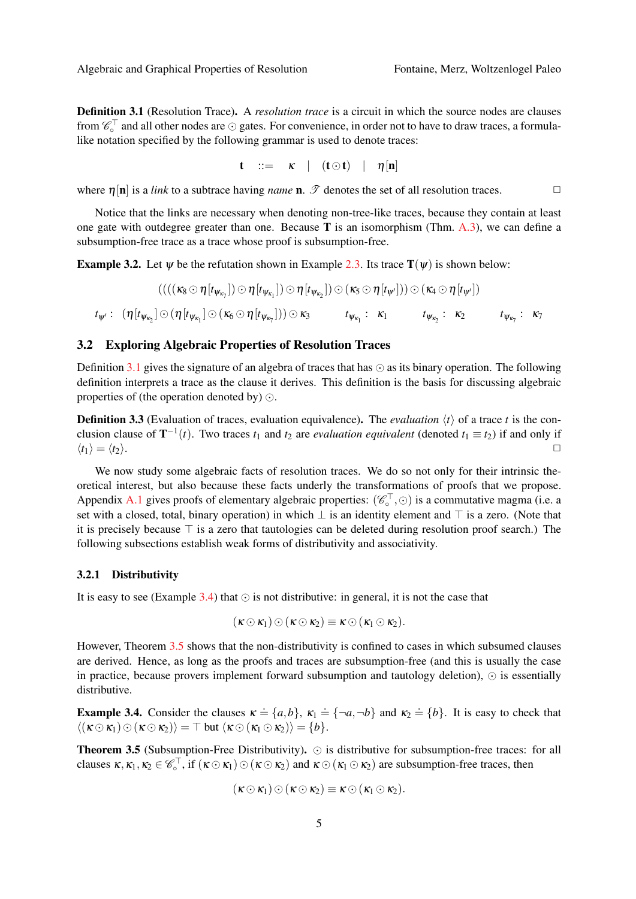**Definition 3.1** (Resolution Trace)**.** A *resolution trace* is a circuit in which the source nodes are clauses from $\mathscr{C}_\circ^\top$ and all other nodes are $\odot$ gates. For convenience, in order not to have to draw traces, a formula-like notation specified by the following grammar is used to denote traces:

$$\mathbf{t} \quad ::= \quad \kappa \quad | \quad (\mathbf{t} \odot \mathbf{t}) \quad | \quad \eta[\mathbf{n}]$$

where $\eta[\mathbf{n}]$ is a *link* to a subtrace having *name* $\mathbf{n}$. $\mathscr{T}$ denotes the set of all resolution traces. □

Notice that the links are necessary when denoting non-tree-like traces, because they contain at least one gate with outdegree greater than one. Because $\mathbf{T}$ is an isomorphism (Thm. A.3), we can define a subsumption-free trace as a trace whose proof is subsumption-free.

**Example 3.2.** Let $\psi$ be the refutation shown in Example 2.3. Its trace $\mathbf{T}(\psi)$ is shown below:

$$((((\kappa_8 \odot \eta[t_{\psi_{\kappa_7}}]) \odot \eta[t_{\psi_{\kappa_1}}]) \odot \eta[t_{\psi_{\kappa_2}}]) \odot (\kappa_5 \odot \eta[t_{\psi'}])) \odot (\kappa_4 \odot \eta[t_{\psi'}])$$

$$t_{\psi'}: \ (\eta[t_{\psi_{\kappa_2}}] \odot (\eta[t_{\psi_{\kappa_1}}] \odot (\kappa_6 \odot \eta[t_{\psi_{\kappa_7}}])) \odot \kappa_3 \qquad t_{\psi_{\kappa_1}}: \ \kappa_1 \qquad t_{\psi_{\kappa_2}}: \ \kappa_2 \qquad t_{\psi_{\kappa_7}}: \ \kappa_7$$

## 3.2 Exploring Algebraic Properties of Resolution Traces

Definition 3.1 gives the signature of an algebra of traces that has $\odot$ as its binary operation. The following definition interprets a trace as the clause it derives. This definition is the basis for discussing algebraic properties of (the operation denoted by) $\odot$.

**Definition 3.3** (Evaluation of traces, evaluation equivalence)**.** The *evaluation* $\langle t \rangle$ of a trace $t$ is the conclusion clause of $\mathbf{T}^{-1}(t)$. Two traces $t_1$ and $t_2$ are *evaluation equivalent* (denoted $t_1 \equiv t_2$) if and only if $\langle t_1 \rangle = \langle t_2 \rangle$. □

We now study some algebraic facts of resolution traces. We do so not only for their intrinsic theoretical interest, but also because these facts underly the transformations of proofs that we propose. Appendix A.1 gives proofs of elementary algebraic properties: $(\mathscr{C}_\circ^\top, \odot)$ is a commutative magma (i.e. a set with a closed, total, binary operation) in which $\bot$ is an identity element and $\top$ is a zero. (Note that it is precisely because $\top$ is a zero that tautologies can be deleted during resolution proof search.) The following subsections establish weak forms of distributivity and associativity.

### 3.2.1 Distributivity

It is easy to see (Example 3.4) that $\odot$ is not distributive: in general, it is not the case that

$$(\kappa \odot \kappa_1) \odot (\kappa \odot \kappa_2) \equiv \kappa \odot (\kappa_1 \odot \kappa_2).$$

However, Theorem 3.5 shows that the non-distributivity is confined to cases in which subsumed clauses are derived. Hence, as long as the proofs and traces are subsumption-free (and this is usually the case in practice, because provers implement forward subsumption and tautology deletion), $\odot$ is essentially distributive.

**Example 3.4.** Consider the clauses $\kappa \doteq \{a, b\}$, $\kappa_1 \doteq \{\neg a, \neg b\}$ and $\kappa_2 \doteq \{b\}$. It is easy to check that $\langle (\kappa \odot \kappa_1) \odot (\kappa \odot \kappa_2) \rangle = \top$ but $\langle \kappa \odot (\kappa_1 \odot \kappa_2) \rangle = \{b\}$.

**Theorem 3.5** (Subsumption-Free Distributivity)**.** $\odot$ is distributive for subsumption-free traces: for all clauses $\kappa, \kappa_1, \kappa_2 \in \mathscr{C}_\circ^\top$, if $(\kappa \odot \kappa_1) \odot (\kappa \odot \kappa_2)$ and $\kappa \odot (\kappa_1 \odot \kappa_2)$ are subsumption-free traces, then

$$(\kappa \odot \kappa_1) \odot (\kappa \odot \kappa_2) \equiv \kappa \odot (\kappa_1 \odot \kappa_2).$$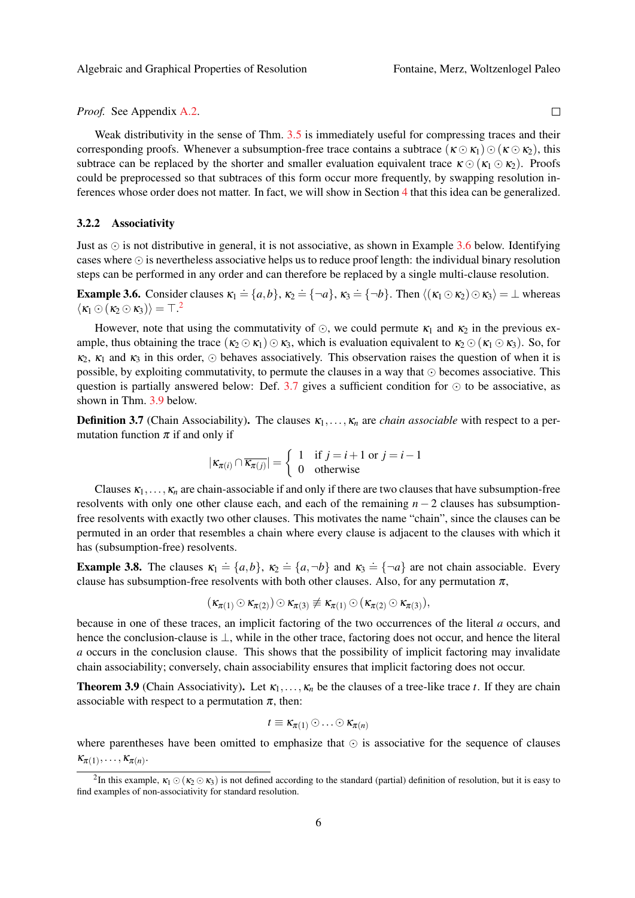*Proof.* See Appendix A.2. □

Weak distributivity in the sense of Thm. 3.5 is immediately useful for compressing traces and their corresponding proofs. Whenever a subsumption-free trace contains a subtrace $(\kappa \odot \kappa_1) \odot (\kappa \odot \kappa_2)$, this subtrace can be replaced by the shorter and smaller evaluation equivalent trace $\kappa \odot (\kappa_1 \odot \kappa_2)$. Proofs could be preprocessed so that subtraces of this form occur more frequently, by swapping resolution inferences whose order does not matter. In fact, we will show in Section 4 that this idea can be generalized.

### 3.2.2 Associativity

Just as $\odot$ is not distributive in general, it is not associative, as shown in Example 3.6 below. Identifying cases where $\odot$ is nevertheless associative helps us to reduce proof length: the individual binary resolution steps can be performed in any order and can therefore be replaced by a single multi-clause resolution.

**Example 3.6.** Consider clauses $\kappa_1 \doteq \{a,b\}$, $\kappa_2 \doteq \{\neg a\}$, $\kappa_3 \doteq \{\neg b\}$. Then $\langle(\kappa_1 \odot \kappa_2) \odot \kappa_3\rangle = \bot$ whereas $\langle \kappa_1 \odot (\kappa_2 \odot \kappa_3)\rangle = \top$.[2]

However, note that using the commutativity of $\odot$, we could permute $\kappa_1$ and $\kappa_2$ in the previous example, thus obtaining the trace $(\kappa_2 \odot \kappa_1) \odot \kappa_3$, which is evaluation equivalent to $\kappa_2 \odot (\kappa_1 \odot \kappa_3)$. So, for $\kappa_2$, $\kappa_1$ and $\kappa_3$ in this order, $\odot$ behaves associatively. This observation raises the question of when it is possible, by exploiting commutativity, to permute the clauses in a way that $\odot$ becomes associative. This question is partially answered below: Def. 3.7 gives a sufficient condition for $\odot$ to be associative, as shown in Thm. 3.9 below.

**Definition 3.7** (Chain Associability)**.** The clauses $\kappa_1,\ldots,\kappa_n$ are *chain associable* with respect to a permutation function $\pi$ if and only if

$$|\kappa_{\pi(i)} \cap \overline{\kappa_{\pi(j)}}| = \begin{cases} 1 & \text{if } j = i+1 \text{ or } j = i-1 \\ 0 & \text{otherwise} \end{cases}$$

Clauses $\kappa_1,\ldots,\kappa_n$ are chain-associable if and only if there are two clauses that have subsumption-free resolvents with only one other clause each, and each of the remaining $n-2$ clauses has subsumption-free resolvents with exactly two other clauses. This motivates the name "chain", since the clauses can be permuted in an order that resembles a chain where every clause is adjacent to the clauses with which it has (subsumption-free) resolvents.

**Example 3.8.** The clauses $\kappa_1 \doteq \{a,b\}$, $\kappa_2 \doteq \{a,\neg b\}$ and $\kappa_3 \doteq \{\neg a\}$ are not chain associable. Every clause has subsumption-free resolvents with both other clauses. Also, for any permutation $\pi$,

$$(\kappa_{\pi(1)} \odot \kappa_{\pi(2)}) \odot \kappa_{\pi(3)} \not\equiv \kappa_{\pi(1)} \odot (\kappa_{\pi(2)} \odot \kappa_{\pi(3)}),$$

because in one of these traces, an implicit factoring of the two occurrences of the literal $a$ occurs, and hence the conclusion-clause is $\bot$, while in the other trace, factoring does not occur, and hence the literal $a$ occurs in the conclusion clause. This shows that the possibility of implicit factoring may invalidate chain associability; conversely, chain associability ensures that implicit factoring does not occur.

**Theorem 3.9** (Chain Associativity)**.** Let $\kappa_1,\ldots,\kappa_n$ be the clauses of a tree-like trace $t$. If they are chain associable with respect to a permutation $\pi$, then:

$$t \equiv \kappa_{\pi(1)} \odot \ldots \odot \kappa_{\pi(n)}$$

where parentheses have been omitted to emphasize that $\odot$ is associative for the sequence of clauses $\kappa_{\pi(1)},\ldots,\kappa_{\pi(n)}$.

[2] In this example, $\kappa_1 \odot (\kappa_2 \odot \kappa_3)$ is not defined according to the standard (partial) definition of resolution, but it is easy to find examples of non-associativity for standard resolution.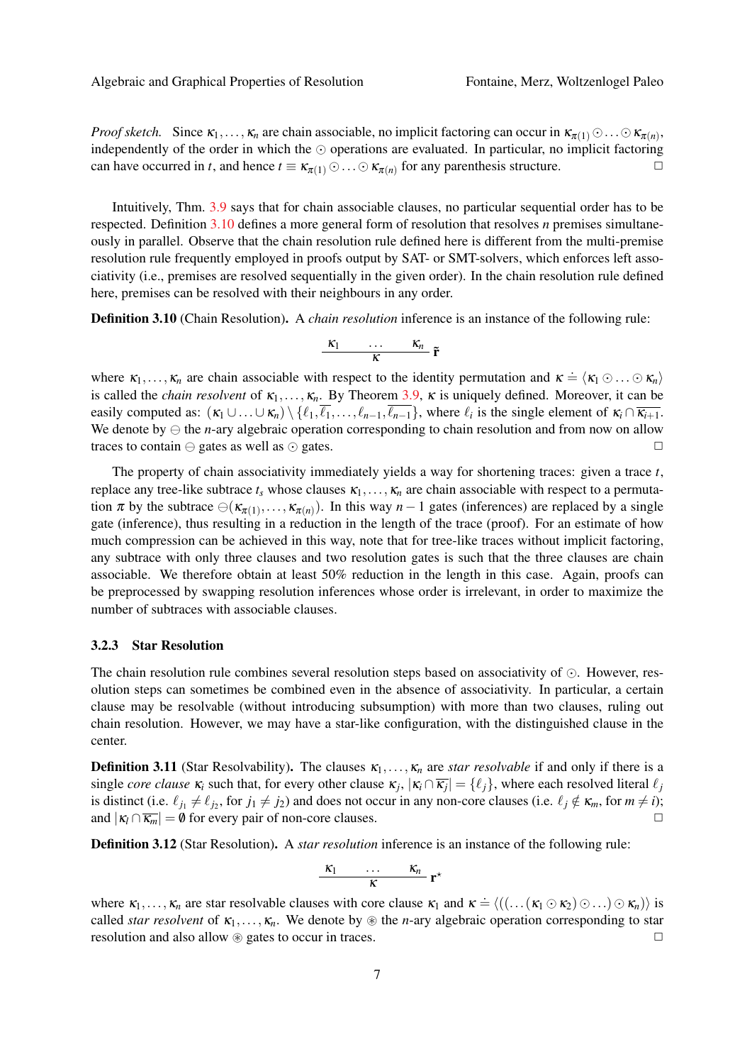*Proof sketch.* Since $\kappa_1, \ldots, \kappa_n$ are chain associable, no implicit factoring can occur in $\kappa_{\pi(1)} \odot \ldots \odot \kappa_{\pi(n)}$, independently of the order in which the $\odot$ operations are evaluated. In particular, no implicit factoring can have occurred in $t$, and hence $t \equiv \kappa_{\pi(1)} \odot \ldots \odot \kappa_{\pi(n)}$ for any parenthesis structure. □

Intuitively, Thm. 3.9 says that for chain associable clauses, no particular sequential order has to be respected. Definition 3.10 defines a more general form of resolution that resolves $n$ premises simultaneously in parallel. Observe that the chain resolution rule defined here is different from the multi-premise resolution rule frequently employed in proofs output by SAT- or SMT-solvers, which enforces left associativity (i.e., premises are resolved sequentially in the given order). In the chain resolution rule defined here, premises can be resolved with their neighbours in any order.

**Definition 3.10** (Chain Resolution). A *chain resolution* inference is an instance of the following rule:

$$\frac{\kappa_1 \qquad \ldots \qquad \kappa_n}{\kappa}\ \tilde{\mathbf{r}}$$

where $\kappa_1, \ldots, \kappa_n$ are chain associable with respect to the identity permutation and $\kappa \doteq \langle \kappa_1 \odot \ldots \odot \kappa_n \rangle$ is called the *chain resolvent* of $\kappa_1, \ldots, \kappa_n$. By Theorem 3.9, $\kappa$ is uniquely defined. Moreover, it can be easily computed as: $(\kappa_1 \cup \ldots \cup \kappa_n) \setminus \{\ell_1, \overline{\ell_1}, \ldots, \ell_{n-1}, \overline{\ell_{n-1}}\}$, where $\ell_i$ is the single element of $\kappa_i \cap \overline{\kappa_{i+1}}$. We denote by $\ominus$ the $n$-ary algebraic operation corresponding to chain resolution and from now on allow traces to contain $\ominus$ gates as well as $\odot$ gates. □

The property of chain associativity immediately yields a way for shortening traces: given a trace $t$, replace any tree-like subtrace $t_s$ whose clauses $\kappa_1, \ldots, \kappa_n$ are chain associable with respect to a permutation $\pi$ by the subtrace $\ominus(\kappa_{\pi(1)}, \ldots, \kappa_{\pi(n)})$. In this way $n-1$ gates (inferences) are replaced by a single gate (inference), thus resulting in a reduction in the length of the trace (proof). For an estimate of how much compression can be achieved in this way, note that for tree-like traces without implicit factoring, any subtrace with only three clauses and two resolution gates is such that the three clauses are chain associable. We therefore obtain at least 50% reduction in the length in this case. Again, proofs can be preprocessed by swapping resolution inferences whose order is irrelevant, in order to maximize the number of subtraces with associable clauses.

### 3.2.3 Star Resolution

The chain resolution rule combines several resolution steps based on associativity of $\odot$. However, resolution steps can sometimes be combined even in the absence of associativity. In particular, a certain clause may be resolvable (without introducing subsumption) with more than two clauses, ruling out chain resolution. However, we may have a star-like configuration, with the distinguished clause in the center.

**Definition 3.11** (Star Resolvability). The clauses $\kappa_1, \ldots, \kappa_n$ are *star resolvable* if and only if there is a single *core clause* $\kappa_i$ such that, for every other clause $\kappa_j$, $|\kappa_i \cap \overline{\kappa_j}| = \{\ell_j\}$, where each resolved literal $\ell_j$ is distinct (i.e. $\ell_{j_1} \neq \ell_{j_2}$, for $j_1 \neq j_2$) and does not occur in any non-core clauses (i.e. $\ell_j \notin \kappa_m$, for $m \neq i$); and $|\kappa_l \cap \overline{\kappa_m}| = \emptyset$ for every pair of non-core clauses. □

**Definition 3.12** (Star Resolution). A *star resolution* inference is an instance of the following rule:

$$\frac{\kappa_1 \qquad \ldots \qquad \kappa_n}{\kappa}\ \mathbf{r}^{\star}$$

where $\kappa_1, \ldots, \kappa_n$ are star resolvable clauses with core clause $\kappa_1$ and $\kappa \doteq \langle((\ldots(\kappa_1 \odot \kappa_2) \odot \ldots) \odot \kappa_n)\rangle$ is called *star resolvent* of $\kappa_1, \ldots, \kappa_n$. We denote by $\circledast$ the $n$-ary algebraic operation corresponding to star resolution and also allow $\circledast$ gates to occur in traces. □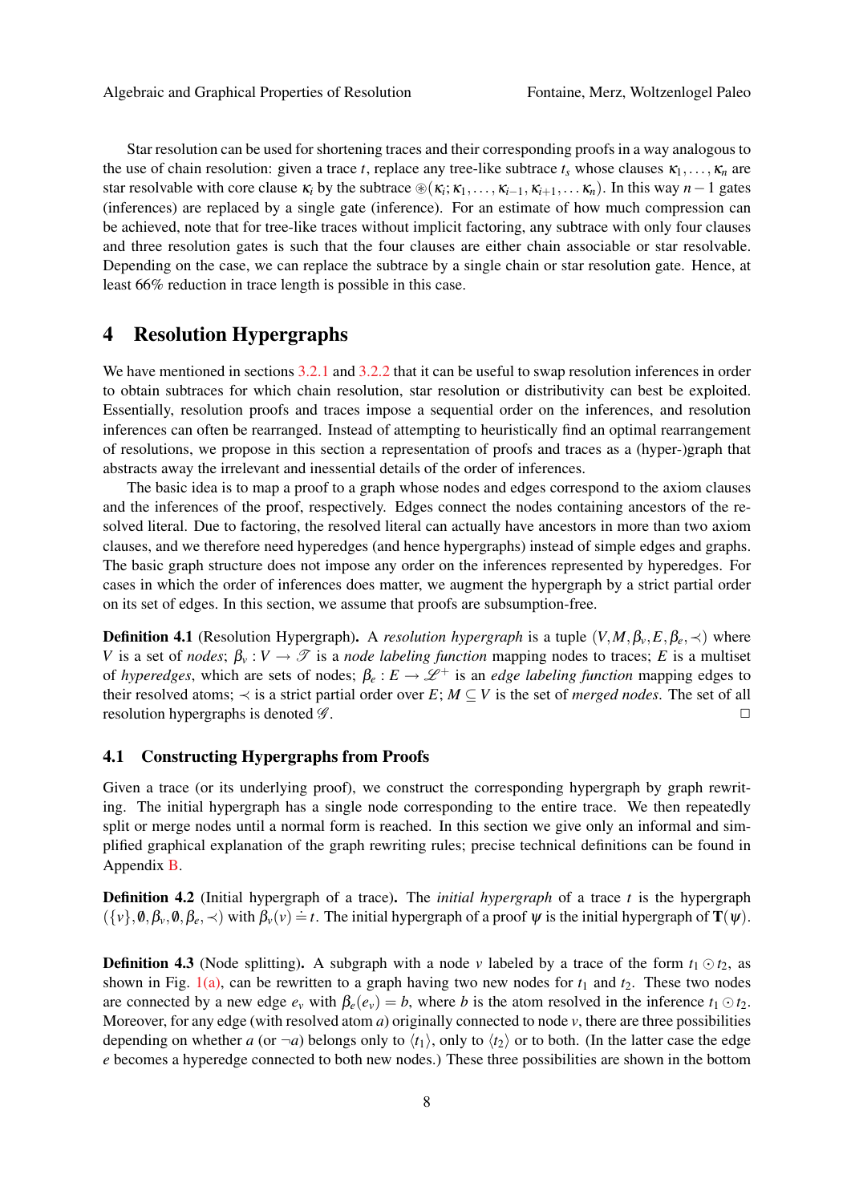Star resolution can be used for shortening traces and their corresponding proofs in a way analogous to the use of chain resolution: given a trace $t$, replace any tree-like subtrace $t_s$ whose clauses $\kappa_1, \ldots, \kappa_n$ are star resolvable with core clause $\kappa_i$ by the subtrace $\circledast(\kappa_i; \kappa_1, \ldots, \kappa_{i-1}, \kappa_{i+1}, \ldots \kappa_n)$. In this way $n-1$ gates (inferences) are replaced by a single gate (inference). For an estimate of how much compression can be achieved, note that for tree-like traces without implicit factoring, any subtrace with only four clauses and three resolution gates is such that the four clauses are either chain associable or star resolvable. Depending on the case, we can replace the subtrace by a single chain or star resolution gate. Hence, at least 66% reduction in trace length is possible in this case.

# 4 Resolution Hypergraphs

We have mentioned in sections 3.2.1 and 3.2.2 that it can be useful to swap resolution inferences in order to obtain subtraces for which chain resolution, star resolution or distributivity can best be exploited. Essentially, resolution proofs and traces impose a sequential order on the inferences, and resolution inferences can often be rearranged. Instead of attempting to heuristically find an optimal rearrangement of resolutions, we propose in this section a representation of proofs and traces as a (hyper-)graph that abstracts away the irrelevant and inessential details of the order of inferences.

The basic idea is to map a proof to a graph whose nodes and edges correspond to the axiom clauses and the inferences of the proof, respectively. Edges connect the nodes containing ancestors of the resolved literal. Due to factoring, the resolved literal can actually have ancestors in more than two axiom clauses, and we therefore need hyperedges (and hence hypergraphs) instead of simple edges and graphs. The basic graph structure does not impose any order on the inferences represented by hyperedges. For cases in which the order of inferences does matter, we augment the hypergraph by a strict partial order on its set of edges. In this section, we assume that proofs are subsumption-free.

**Definition 4.1** (Resolution Hypergraph). A *resolution hypergraph* is a tuple $(V, M, \beta_v, E, \beta_e, \prec)$ where $V$ is a set of *nodes*; $\beta_v : V \rightarrow \mathscr{T}$ is a *node labeling function* mapping nodes to traces; $E$ is a multiset of *hyperedges*, which are sets of nodes; $\beta_e : E \rightarrow \mathscr{L}^+$ is an *edge labeling function* mapping edges to their resolved atoms; $\prec$ is a strict partial order over $E$; $M \subseteq V$ is the set of *merged nodes*. The set of all resolution hypergraphs is denoted $\mathscr{G}$. □

## 4.1 Constructing Hypergraphs from Proofs

Given a trace (or its underlying proof), we construct the corresponding hypergraph by graph rewriting. The initial hypergraph has a single node corresponding to the entire trace. We then repeatedly split or merge nodes until a normal form is reached. In this section we give only an informal and simplified graphical explanation of the graph rewriting rules; precise technical definitions can be found in Appendix B.

**Definition 4.2** (Initial hypergraph of a trace). The *initial hypergraph* of a trace $t$ is the hypergraph $(\{v\}, \emptyset, \beta_v, \emptyset, \beta_e, \prec)$ with $\beta_v(v) \doteq t$. The initial hypergraph of a proof $\psi$ is the initial hypergraph of $\mathbf{T}(\psi)$.

**Definition 4.3** (Node splitting). A subgraph with a node $v$ labeled by a trace of the form $t_1 \odot t_2$, as shown in Fig. 1(a), can be rewritten to a graph having two new nodes for $t_1$ and $t_2$. These two nodes are connected by a new edge $e_v$ with $\beta_e(e_v) = b$, where $b$ is the atom resolved in the inference $t_1 \odot t_2$. Moreover, for any edge (with resolved atom $a$) originally connected to node $v$, there are three possibilities depending on whether $a$ (or $\neg a$) belongs only to $\langle t_1 \rangle$, only to $\langle t_2 \rangle$ or to both. (In the latter case the edge $e$ becomes a hyperedge connected to both new nodes.) These three possibilities are shown in the bottom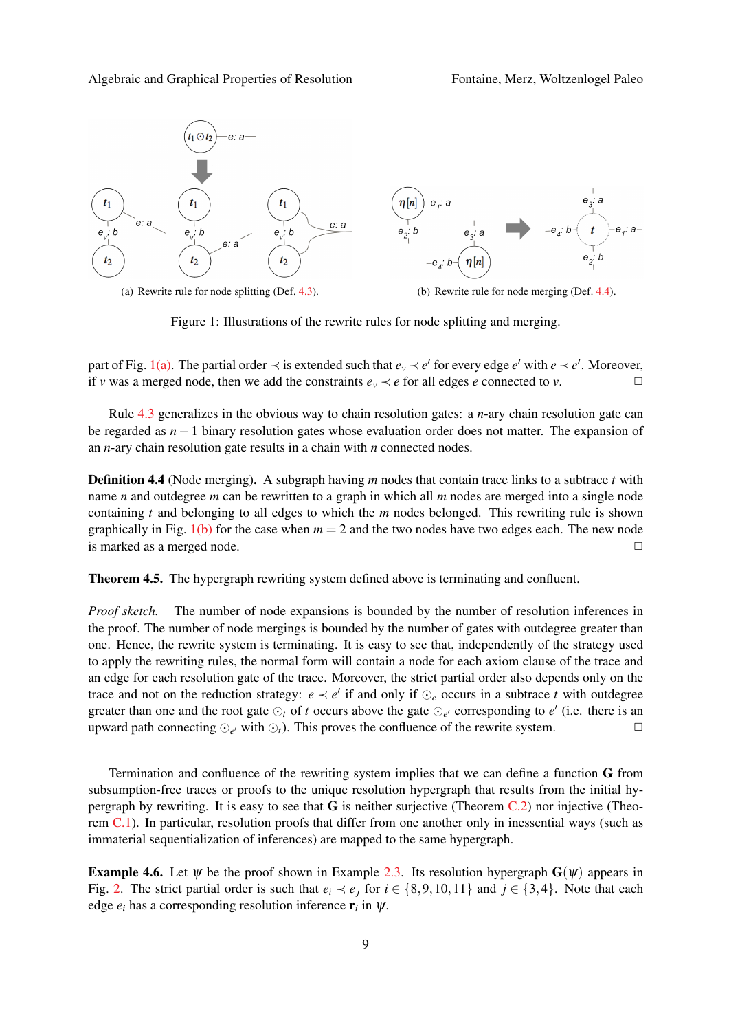(a) Rewrite rule for node splitting (Def. 4.3).

(b) Rewrite rule for node merging (Def. 4.4).

Figure 1: Illustrations of the rewrite rules for node splitting and merging.

part of Fig. 1(a). The partial order $\prec$ is extended such that $e_v \prec e'$ for every edge $e'$ with $e \prec e'$. Moreover, if $v$ was a merged node, then we add the constraints $e_v \prec e$ for all edges $e$ connected to $v$. □

Rule 4.3 generalizes in the obvious way to chain resolution gates: a $n$-ary chain resolution gate can be regarded as $n-1$ binary resolution gates whose evaluation order does not matter. The expansion of an $n$-ary chain resolution gate results in a chain with $n$ connected nodes.

**Definition 4.4** (Node merging)**.** A subgraph having $m$ nodes that contain trace links to a subtrace $t$ with name $n$ and outdegree $m$ can be rewritten to a graph in which all $m$ nodes are merged into a single node containing $t$ and belonging to all edges to which the $m$ nodes belonged. This rewriting rule is shown graphically in Fig. 1(b) for the case when $m = 2$ and the two nodes have two edges each. The new node is marked as a merged node. □

**Theorem 4.5.** The hypergraph rewriting system defined above is terminating and confluent.

*Proof sketch.* The number of node expansions is bounded by the number of resolution inferences in the proof. The number of node mergings is bounded by the number of gates with outdegree greater than one. Hence, the rewrite system is terminating. It is easy to see that, independently of the strategy used to apply the rewriting rules, the normal form will contain a node for each axiom clause of the trace and an edge for each resolution gate of the trace. Moreover, the strict partial order also depends only on the trace and not on the reduction strategy: $e \prec e'$ if and only if $\odot_e$ occurs in a subtrace $t$ with outdegree greater than one and the root gate $\odot_t$ of $t$ occurs above the gate $\odot_{e'}$ corresponding to $e'$ (i.e. there is an upward path connecting $\odot_{e'}$ with $\odot_t$). This proves the confluence of the rewrite system. □

Termination and confluence of the rewriting system implies that we can define a function $\mathbf{G}$ from subsumption-free traces or proofs to the unique resolution hypergraph that results from the initial hypergraph by rewriting. It is easy to see that $\mathbf{G}$ is neither surjective (Theorem C.2) nor injective (Theorem C.1). In particular, resolution proofs that differ from one another only in inessential ways (such as immaterial sequentialization of inferences) are mapped to the same hypergraph.

**Example 4.6.** Let $\psi$ be the proof shown in Example 2.3. Its resolution hypergraph $\mathbf{G}(\psi)$ appears in Fig. 2. The strict partial order is such that $e_i \prec e_j$ for $i \in \{8,9,10,11\}$ and $j \in \{3,4\}$. Note that each edge $e_i$ has a corresponding resolution inference $\mathbf{r}_i$ in $\psi$.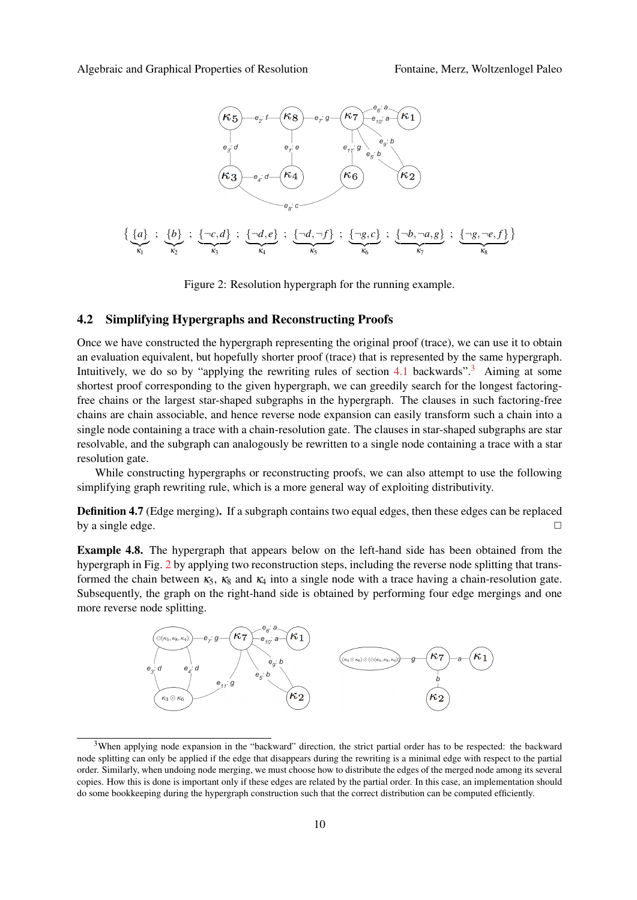$$\Big\{ \underbrace{\{a\}}_{\kappa_1} \; ; \; \underbrace{\{b\}}_{\kappa_2} \; ; \; \underbrace{\{\neg c, d\}}_{\kappa_3} \; ; \; \underbrace{\{\neg d, e\}}_{\kappa_4} \; ; \; \underbrace{\{\neg d, \neg f\}}_{\kappa_5} \; ; \; \underbrace{\{\neg g, c\}}_{\kappa_6} \; ; \; \underbrace{\{\neg b, \neg a, g\}}_{\kappa_7} \; ; \; \underbrace{\{\neg g, \neg e, f\}}_{\kappa_8} \Big\}$$

Figure 2: Resolution hypergraph for the running example.

### 4.2 Simplifying Hypergraphs and Reconstructing Proofs

Once we have constructed the hypergraph representing the original proof (trace), we can use it to obtain an evaluation equivalent, but hopefully shorter proof (trace) that is represented by the same hypergraph. Intuitively, we do so by "applying the rewriting rules of section 4.1 backwards".[3] Aiming at some shortest proof corresponding to the given hypergraph, we can greedily search for the longest factoring-free chains or the largest star-shaped subgraphs in the hypergraph. The clauses in such factoring-free chains are chain associable, and hence reverse node expansion can easily transform such a chain into a single node containing a trace with a chain-resolution gate. The clauses in star-shaped subgraphs are star resolvable, and the subgraph can analogously be rewritten to a single node containing a trace with a star resolution gate.

While constructing hypergraphs or reconstructing proofs, we can also attempt to use the following simplifying graph rewriting rule, which is a more general way of exploiting distributivity.

**Definition 4.7** (Edge merging)**.** If a subgraph contains two equal edges, then these edges can be replaced by a single edge. □

**Example 4.8.** The hypergraph that appears below on the left-hand side has been obtained from the hypergraph in Fig. 2 by applying two reconstruction steps, including the reverse node splitting that transformed the chain between $\kappa_5$, $\kappa_8$ and $\kappa_4$ into a single node with a trace having a chain-resolution gate. Subsequently, the graph on the right-hand side is obtained by performing four edge mergings and one more reverse node splitting.

[3] When applying node expansion in the "backward" direction, the strict partial order has to be respected: the backward node splitting can only be applied if the edge that disappears during the rewriting is a minimal edge with respect to the partial order. Similarly, when undoing node merging, we must choose how to distribute the edges of the merged node among its several copies. How this is done is important only if these edges are related by the partial order. In this case, an implementation should do some bookkeeping during the hypergraph construction such that the correct distribution can be computed efficiently.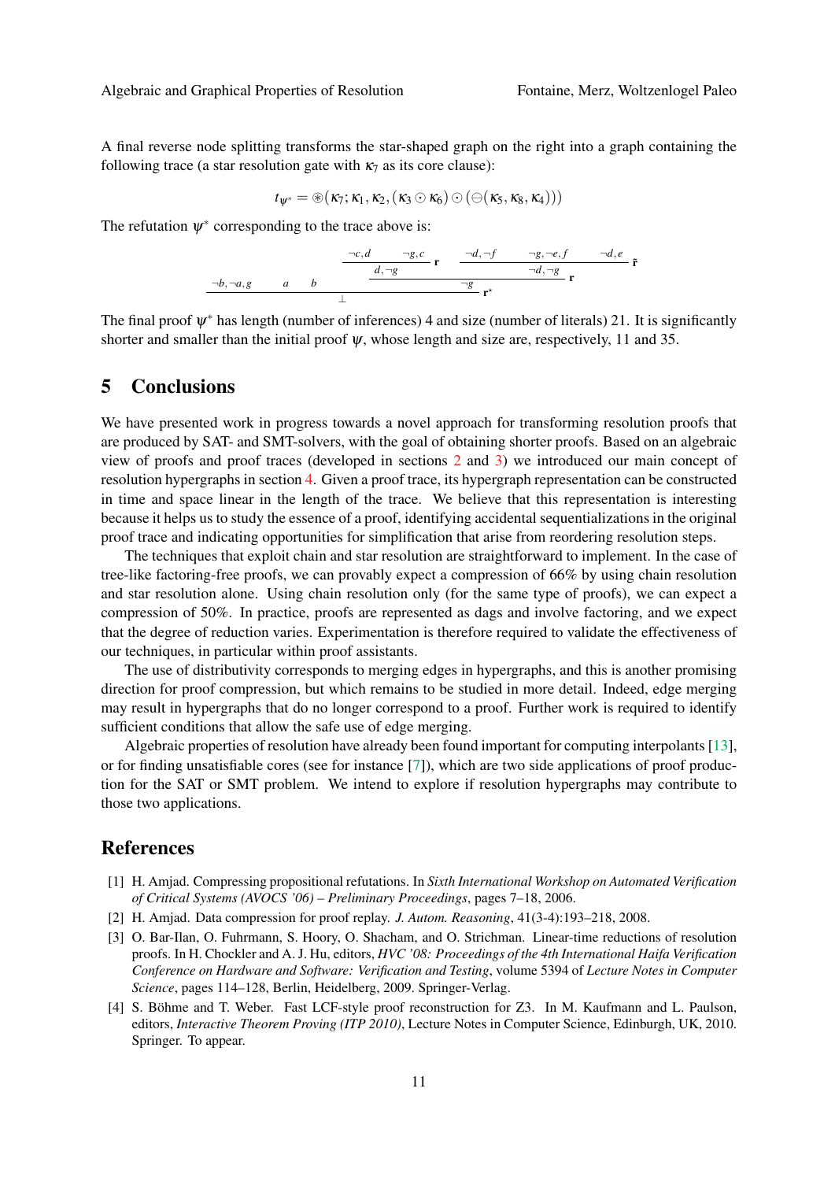A final reverse node splitting transforms the star-shaped graph on the right into a graph containing the following trace (a star resolution gate with $\kappa_7$ as its core clause):

$$t_{\psi^*} = \circledast(\kappa_7; \kappa_1, \kappa_2, (\kappa_3 \odot \kappa_6) \odot (\ominus(\kappa_5, \kappa_8, \kappa_4)))$$

The refutation $\psi^*$ corresponding to the trace above is:

$$\cfrac{\neg b,\neg a,g \quad a \quad b \quad \cfrac{\cfrac{\neg c,d \quad \neg g,c}{d,\neg g}\,\mathbf{r} \quad \cfrac{\neg d,\neg f \quad \neg g,\neg e,f \quad \neg d,e}{\neg d,\neg g}\,\tilde{\mathbf{r}}}{\neg g}\,\mathbf{r}}{\bot}\,\mathbf{r}^*$$

The final proof $\psi^*$ has length (number of inferences) 4 and size (number of literals) 21. It is significantly shorter and smaller than the initial proof $\psi$, whose length and size are, respectively, 11 and 35.

## 5 Conclusions

We have presented work in progress towards a novel approach for transforming resolution proofs that are produced by SAT- and SMT-solvers, with the goal of obtaining shorter proofs. Based on an algebraic view of proofs and proof traces (developed in sections 2 and 3) we introduced our main concept of resolution hypergraphs in section 4. Given a proof trace, its hypergraph representation can be constructed in time and space linear in the length of the trace. We believe that this representation is interesting because it helps us to study the essence of a proof, identifying accidental sequentializations in the original proof trace and indicating opportunities for simplification that arise from reordering resolution steps.

The techniques that exploit chain and star resolution are straightforward to implement. In the case of tree-like factoring-free proofs, we can provably expect a compression of 66% by using chain resolution and star resolution alone. Using chain resolution only (for the same type of proofs), we can expect a compression of 50%. In practice, proofs are represented as dags and involve factoring, and we expect that the degree of reduction varies. Experimentation is therefore required to validate the effectiveness of our techniques, in particular within proof assistants.

The use of distributivity corresponds to merging edges in hypergraphs, and this is another promising direction for proof compression, but which remains to be studied in more detail. Indeed, edge merging may result in hypergraphs that do no longer correspond to a proof. Further work is required to identify sufficient conditions that allow the safe use of edge merging.

Algebraic properties of resolution have already been found important for computing interpolants [13], or for finding unsatisfiable cores (see for instance [7]), which are two side applications of proof production for the SAT or SMT problem. We intend to explore if resolution hypergraphs may contribute to those two applications.

## References

[1] H. Amjad. Compressing propositional refutations. In *Sixth International Workshop on Automated Verification of Critical Systems (AVOCS '06) – Preliminary Proceedings*, pages 7–18, 2006.

[2] H. Amjad. Data compression for proof replay. *J. Autom. Reasoning*, 41(3-4):193–218, 2008.

[3] O. Bar-Ilan, O. Fuhrmann, S. Hoory, O. Shacham, and O. Strichman. Linear-time reductions of resolution proofs. In H. Chockler and A. J. Hu, editors, *HVC '08: Proceedings of the 4th International Haifa Verification Conference on Hardware and Software: Verification and Testing*, volume 5394 of *Lecture Notes in Computer Science*, pages 114–128, Berlin, Heidelberg, 2009. Springer-Verlag.

[4] S. Böhme and T. Weber. Fast LCF-style proof reconstruction for Z3. In M. Kaufmann and L. Paulson, editors, *Interactive Theorem Proving (ITP 2010)*, Lecture Notes in Computer Science, Edinburgh, UK, 2010. Springer. To appear.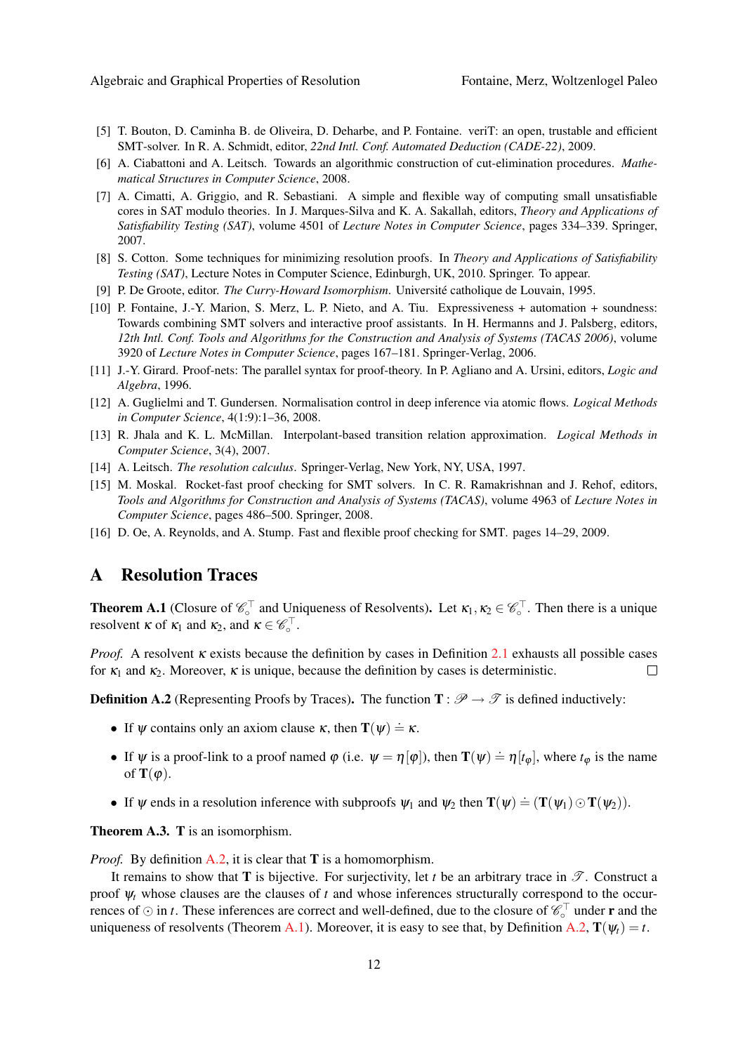[5] T. Bouton, D. Caminha B. de Oliveira, D. Deharbe, and P. Fontaine. veriT: an open, trustable and efficient SMT-solver. In R. A. Schmidt, editor, *22nd Intl. Conf. Automated Deduction (CADE-22)*, 2009.

[6] A. Ciabattoni and A. Leitsch. Towards an algorithmic construction of cut-elimination procedures. *Mathematical Structures in Computer Science*, 2008.

[7] A. Cimatti, A. Griggio, and R. Sebastiani. A simple and flexible way of computing small unsatisfiable cores in SAT modulo theories. In J. Marques-Silva and K. A. Sakallah, editors, *Theory and Applications of Satisfiability Testing (SAT)*, volume 4501 of *Lecture Notes in Computer Science*, pages 334–339. Springer, 2007.

[8] S. Cotton. Some techniques for minimizing resolution proofs. In *Theory and Applications of Satisfiability Testing (SAT)*, Lecture Notes in Computer Science, Edinburgh, UK, 2010. Springer. To appear.

[9] P. De Groote, editor. *The Curry-Howard Isomorphism*. Université catholique de Louvain, 1995.

[10] P. Fontaine, J.-Y. Marion, S. Merz, L. P. Nieto, and A. Tiu. Expressiveness + automation + soundness: Towards combining SMT solvers and interactive proof assistants. In H. Hermanns and J. Palsberg, editors, *12th Intl. Conf. Tools and Algorithms for the Construction and Analysis of Systems (TACAS 2006)*, volume 3920 of *Lecture Notes in Computer Science*, pages 167–181. Springer-Verlag, 2006.

[11] J.-Y. Girard. Proof-nets: The parallel syntax for proof-theory. In P. Agliano and A. Ursini, editors, *Logic and Algebra*, 1996.

[12] A. Guglielmi and T. Gundersen. Normalisation control in deep inference via atomic flows. *Logical Methods in Computer Science*, 4(1:9):1–36, 2008.

[13] R. Jhala and K. L. McMillan. Interpolant-based transition relation approximation. *Logical Methods in Computer Science*, 3(4), 2007.

[14] A. Leitsch. *The resolution calculus*. Springer-Verlag, New York, NY, USA, 1997.

[15] M. Moskal. Rocket-fast proof checking for SMT solvers. In C. R. Ramakrishnan and J. Rehof, editors, *Tools and Algorithms for Construction and Analysis of Systems (TACAS)*, volume 4963 of *Lecture Notes in Computer Science*, pages 486–500. Springer, 2008.

[16] D. Oe, A. Reynolds, and A. Stump. Fast and flexible proof checking for SMT. pages 14–29, 2009.

# A Resolution Traces

**Theorem A.1** (Closure of $\mathscr{C}_\circ^\top$ and Uniqueness of Resolvents)**.** Let $\kappa_1, \kappa_2 \in \mathscr{C}_\circ^\top$. Then there is a unique resolvent $\kappa$ of $\kappa_1$ and $\kappa_2$, and $\kappa \in \mathscr{C}_\circ^\top$.

*Proof.* A resolvent $\kappa$ exists because the definition by cases in Definition 2.1 exhausts all possible cases for $\kappa_1$ and $\kappa_2$. Moreover, $\kappa$ is unique, because the definition by cases is deterministic. □

**Definition A.2** (Representing Proofs by Traces)**.** The function $\mathbf{T} : \mathscr{P} \rightarrow \mathscr{T}$ is defined inductively:

- If $\psi$ contains only an axiom clause $\kappa$, then $\mathbf{T}(\psi) \doteq \kappa$.
- If $\psi$ is a proof-link to a proof named $\varphi$ (i.e. $\psi = \eta[\varphi]$), then $\mathbf{T}(\psi) \doteq \eta[t_\varphi]$, where $t_\varphi$ is the name of $\mathbf{T}(\varphi)$.
- If $\psi$ ends in a resolution inference with subproofs $\psi_1$ and $\psi_2$ then $\mathbf{T}(\psi) \doteq (\mathbf{T}(\psi_1) \odot \mathbf{T}(\psi_2))$.

**Theorem A.3.** $\mathbf{T}$ is an isomorphism.

*Proof.* By definition A.2, it is clear that $\mathbf{T}$ is a homomorphism.

It remains to show that $\mathbf{T}$ is bijective. For surjectivity, let $t$ be an arbitrary trace in $\mathscr{T}$. Construct a proof $\psi_t$ whose clauses are the clauses of $t$ and whose inferences structurally correspond to the occurrences of $\odot$ in $t$. These inferences are correct and well-defined, due to the closure of $\mathscr{C}_\circ^\top$ under $\mathbf{r}$ and the uniqueness of resolvents (Theorem A.1). Moreover, it is easy to see that, by Definition A.2, $\mathbf{T}(\psi_t) = t$.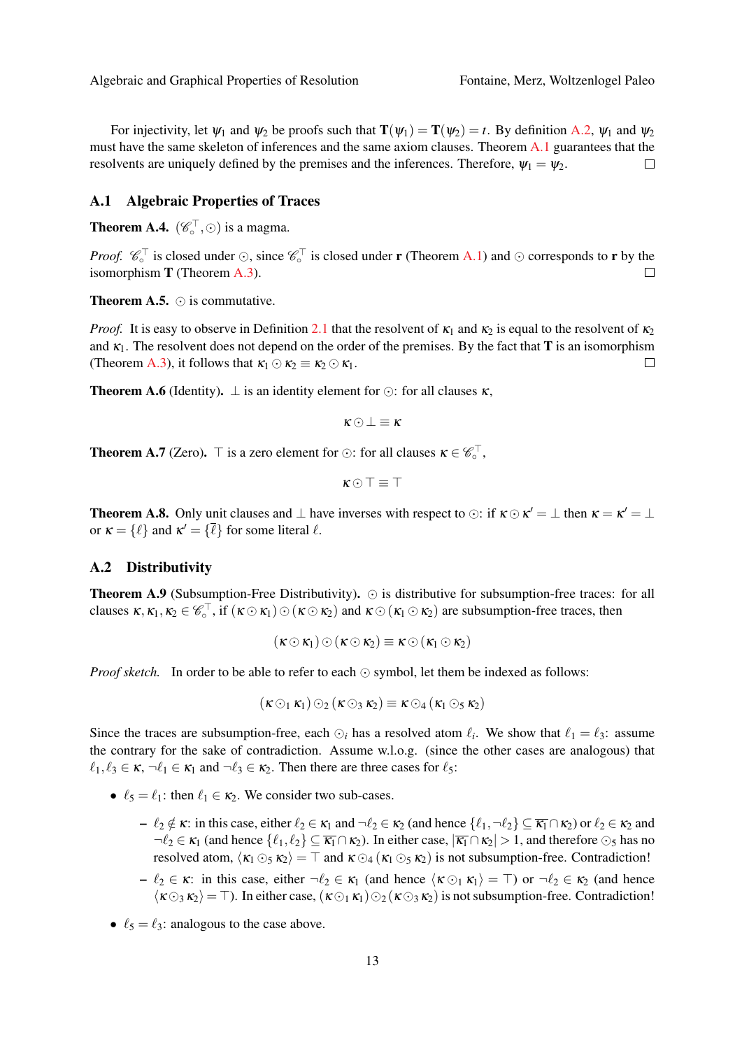For injectivity, let $\psi_1$ and $\psi_2$ be proofs such that $\mathbf{T}(\psi_1) = \mathbf{T}(\psi_2) = t$. By definition A.2, $\psi_1$ and $\psi_2$ must have the same skeleton of inferences and the same axiom clauses. Theorem A.1 guarantees that the resolvents are uniquely defined by the premises and the inferences. Therefore, $\psi_1 = \psi_2$. ◻

## A.1 Algebraic Properties of Traces

**Theorem A.4.** $(\mathscr{C}_\circ^\top, \odot)$ is a magma.

*Proof.* $\mathscr{C}_\circ^\top$ is closed under $\odot$, since $\mathscr{C}_\circ^\top$ is closed under $\mathbf{r}$ (Theorem A.1) and $\odot$ corresponds to $\mathbf{r}$ by the isomorphism $\mathbf{T}$ (Theorem A.3). ◻

**Theorem A.5.** $\odot$ is commutative.

*Proof.* It is easy to observe in Definition 2.1 that the resolvent of $\kappa_1$ and $\kappa_2$ is equal to the resolvent of $\kappa_2$ and $\kappa_1$. The resolvent does not depend on the order of the premises. By the fact that $\mathbf{T}$ is an isomorphism (Theorem A.3), it follows that $\kappa_1 \odot \kappa_2 \equiv \kappa_2 \odot \kappa_1$. ◻

**Theorem A.6** (Identity)**.** $\perp$ is an identity element for $\odot$: for all clauses $\kappa$,

$$\kappa \odot \perp \equiv \kappa$$

**Theorem A.7** (Zero)**.** $\top$ is a zero element for $\odot$: for all clauses $\kappa \in \mathscr{C}_\circ^\top$,

$$\kappa \odot \top \equiv \top$$

**Theorem A.8.** Only unit clauses and $\perp$ have inverses with respect to $\odot$: if $\kappa \odot \kappa' = \perp$ then $\kappa = \kappa' = \perp$ or $\kappa = \{\ell\}$ and $\kappa' = \{\overline{\ell}\}$ for some literal $\ell$.

## A.2 Distributivity

**Theorem A.9** (Subsumption-Free Distributivity)**.** $\odot$ is distributive for subsumption-free traces: for all clauses $\kappa, \kappa_1, \kappa_2 \in \mathscr{C}_\circ^\top$, if $(\kappa \odot \kappa_1) \odot (\kappa \odot \kappa_2)$ and $\kappa \odot (\kappa_1 \odot \kappa_2)$ are subsumption-free traces, then

$$(\kappa \odot \kappa_1) \odot (\kappa \odot \kappa_2) \equiv \kappa \odot (\kappa_1 \odot \kappa_2)$$

*Proof sketch.* In order to be able to refer to each $\odot$ symbol, let them be indexed as follows:

$$(\kappa \odot_1 \kappa_1) \odot_2 (\kappa \odot_3 \kappa_2) \equiv \kappa \odot_4 (\kappa_1 \odot_5 \kappa_2)$$

Since the traces are subsumption-free, each $\odot_i$ has a resolved atom $\ell_i$. We show that $\ell_1 = \ell_3$: assume the contrary for the sake of contradiction. Assume w.l.o.g. (since the other cases are analogous) that $\ell_1, \ell_3 \in \kappa$, $\neg\ell_1 \in \kappa_1$ and $\neg\ell_3 \in \kappa_2$. Then there are three cases for $\ell_5$:

- $\ell_5 = \ell_1$: then $\ell_1 \in \kappa_2$. We consider two sub-cases.
  - $\ell_2 \notin \kappa$: in this case, either $\ell_2 \in \kappa_1$ and $\neg\ell_2 \in \kappa_2$ (and hence $\{\ell_1, \neg\ell_2\} \subseteq \overline{\kappa_1} \cap \kappa_2$) or $\ell_2 \in \kappa_2$ and $\neg\ell_2 \in \kappa_1$ (and hence $\{\ell_1, \ell_2\} \subseteq \overline{\kappa_1} \cap \kappa_2$). In either case, $|\overline{\kappa_1} \cap \kappa_2| > 1$, and therefore $\odot_5$ has no resolved atom, $\langle \kappa_1 \odot_5 \kappa_2 \rangle = \top$ and $\kappa \odot_4 (\kappa_1 \odot_5 \kappa_2)$ is not subsumption-free. Contradiction!
  - $\ell_2 \in \kappa$: in this case, either $\neg\ell_2 \in \kappa_1$ (and hence $\langle \kappa \odot_1 \kappa_1 \rangle = \top$) or $\neg\ell_2 \in \kappa_2$ (and hence $\langle \kappa \odot_3 \kappa_2 \rangle = \top$). In either case, $(\kappa \odot_1 \kappa_1) \odot_2 (\kappa \odot_3 \kappa_2)$ is not subsumption-free. Contradiction!
- $\ell_5 = \ell_3$: analogous to the case above.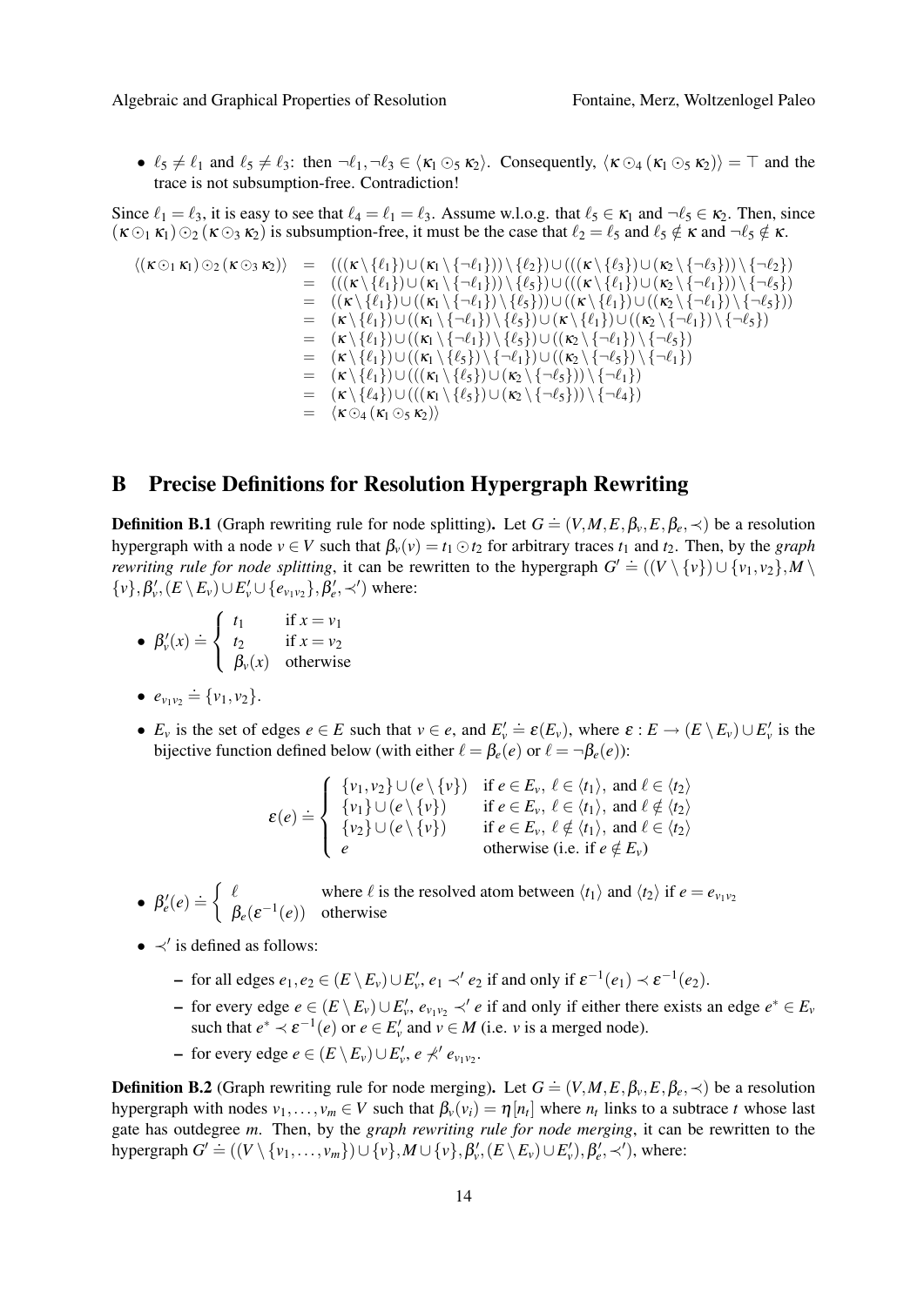- $\ell_5 \neq \ell_1$ and $\ell_5 \neq \ell_3$: then $\neg\ell_1, \neg\ell_3 \in \langle \kappa_1 \odot_5 \kappa_2 \rangle$. Consequently, $\langle \kappa \odot_4 (\kappa_1 \odot_5 \kappa_2) \rangle = \top$ and the trace is not subsumption-free. Contradiction!

Since $\ell_1 = \ell_3$, it is easy to see that $\ell_4 = \ell_1 = \ell_3$. Assume w.l.o.g. that $\ell_5 \in \kappa_1$ and $\neg\ell_5 \in \kappa_2$. Then, since $(\kappa \odot_1 \kappa_1) \odot_2 (\kappa \odot_3 \kappa_2)$ is subsumption-free, it must be the case that $\ell_2 = \ell_5$ and $\ell_5 \notin \kappa$ and $\neg\ell_5 \notin \kappa$.

$$
\begin{aligned}
\langle (\kappa \odot_1 \kappa_1) \odot_2 (\kappa \odot_3 \kappa_2) \rangle &= (((\kappa \setminus \{\ell_1\}) \cup (\kappa_1 \setminus \{\neg\ell_1\})) \setminus \{\ell_2\}) \cup (((\kappa \setminus \{\ell_3\}) \cup (\kappa_2 \setminus \{\neg\ell_3\})) \setminus \{\neg\ell_2\}) \\
&= (((\kappa \setminus \{\ell_1\}) \cup (\kappa_1 \setminus \{\neg\ell_1\})) \setminus \{\ell_5\}) \cup (((\kappa \setminus \{\ell_1\}) \cup (\kappa_2 \setminus \{\neg\ell_1\})) \setminus \{\neg\ell_5\}) \\
&= ((\kappa \setminus \{\ell_1\}) \cup ((\kappa_1 \setminus \{\neg\ell_1\}) \setminus \{\ell_5\})) \cup ((\kappa \setminus \{\ell_1\}) \cup ((\kappa_2 \setminus \{\neg\ell_1\}) \setminus \{\neg\ell_5\})) \\
&= (\kappa \setminus \{\ell_1\}) \cup ((\kappa_1 \setminus \{\neg\ell_1\}) \setminus \{\ell_5\}) \cup (\kappa \setminus \{\ell_1\}) \cup ((\kappa_2 \setminus \{\neg\ell_1\}) \setminus \{\neg\ell_5\}) \\
&= (\kappa \setminus \{\ell_1\}) \cup ((\kappa_1 \setminus \{\neg\ell_1\}) \setminus \{\ell_5\}) \cup ((\kappa_2 \setminus \{\neg\ell_1\}) \setminus \{\neg\ell_5\}) \\
&= (\kappa \setminus \{\ell_1\}) \cup ((\kappa_1 \setminus \{\ell_5\}) \setminus \{\neg\ell_1\}) \cup ((\kappa_2 \setminus \{\neg\ell_5\}) \setminus \{\neg\ell_1\}) \\
&= (\kappa \setminus \{\ell_1\}) \cup (((\kappa_1 \setminus \{\ell_5\}) \cup (\kappa_2 \setminus \{\neg\ell_5\})) \setminus \{\neg\ell_1\}) \\
&= (\kappa \setminus \{\ell_4\}) \cup (((\kappa_1 \setminus \{\ell_5\}) \cup (\kappa_2 \setminus \{\neg\ell_5\})) \setminus \{\neg\ell_4\}) \\
&= \langle \kappa \odot_4 (\kappa_1 \odot_5 \kappa_2) \rangle
\end{aligned}
$$

## B Precise Definitions for Resolution Hypergraph Rewriting

**Definition B.1** (Graph rewriting rule for node splitting)**.** Let $G \doteq (V, M, E, \beta_v, E, \beta_e, \prec)$ be a resolution hypergraph with a node $v \in V$ such that $\beta_v(v) = t_1 \odot t_2$ for arbitrary traces $t_1$ and $t_2$. Then, by the *graph rewriting rule for node splitting*, it can be rewritten to the hypergraph $G' \doteq ((V \setminus \{v\}) \cup \{v_1, v_2\}, M \setminus \{v\}, \beta'_v, (E \setminus E_v) \cup E'_v \cup \{e_{v_1v_2}\}, \beta'_e, \prec')$ where:

- $\beta'_v(x) \doteq \begin{cases} t_1 & \text{if } x = v_1 \\ t_2 & \text{if } x = v_2 \\ \beta_v(x) & \text{otherwise} \end{cases}$
- $e_{v_1v_2} \doteq \{v_1, v_2\}$.
- $E_v$ is the set of edges $e \in E$ such that $v \in e$, and $E'_v \doteq \varepsilon(E_v)$, where $\varepsilon : E \to (E \setminus E_v) \cup E'_v$ is the bijective function defined below (with either $\ell = \beta_e(e)$ or $\ell = \neg\beta_e(e)$):

$$
\varepsilon(e) \doteq \begin{cases} \{v_1, v_2\} \cup (e \setminus \{v\}) & \text{if } e \in E_v,\ \ell \in \langle t_1 \rangle, \text{ and } \ell \in \langle t_2 \rangle \\ \{v_1\} \cup (e \setminus \{v\}) & \text{if } e \in E_v,\ \ell \in \langle t_1 \rangle, \text{ and } \ell \notin \langle t_2 \rangle \\ \{v_2\} \cup (e \setminus \{v\}) & \text{if } e \in E_v,\ \ell \notin \langle t_1 \rangle, \text{ and } \ell \in \langle t_2 \rangle \\ e & \text{otherwise (i.e. if } e \notin E_v) \end{cases}
$$

- $\beta'_e(e) \doteq \begin{cases} \ell & \text{where } \ell \text{ is the resolved atom between } \langle t_1 \rangle \text{ and } \langle t_2 \rangle \text{ if } e = e_{v_1v_2} \\ \beta_e(\varepsilon^{-1}(e)) & \text{otherwise} \end{cases}$
- $\prec'$ is defined as follows:
  - for all edges $e_1, e_2 \in (E \setminus E_v) \cup E'_v$, $e_1 \prec' e_2$ if and only if $\varepsilon^{-1}(e_1) \prec \varepsilon^{-1}(e_2)$.
  - for every edge $e \in (E \setminus E_v) \cup E'_v$, $e_{v_1v_2} \prec' e$ if and only if either there exists an edge $e^* \in E_v$ such that $e^* \prec \varepsilon^{-1}(e)$ or $e \in E'_v$ and $v \in M$ (i.e. $v$ is a merged node).
  - for every edge $e \in (E \setminus E_v) \cup E'_v$, $e \not\prec' e_{v_1v_2}$.

**Definition B.2** (Graph rewriting rule for node merging)**.** Let $G \doteq (V, M, E, \beta_v, E, \beta_e, \prec)$ be a resolution hypergraph with nodes $v_1, \ldots, v_m \in V$ such that $\beta_v(v_i) = \eta[n_t]$ where $n_t$ links to a subtrace $t$ whose last gate has outdegree $m$. Then, by the *graph rewriting rule for node merging*, it can be rewritten to the hypergraph $G' \doteq ((V \setminus \{v_1, \ldots, v_m\}) \cup \{v\}, M \cup \{v\}, \beta'_v, (E \setminus E_v) \cup E'_v), \beta'_e, \prec')$, where: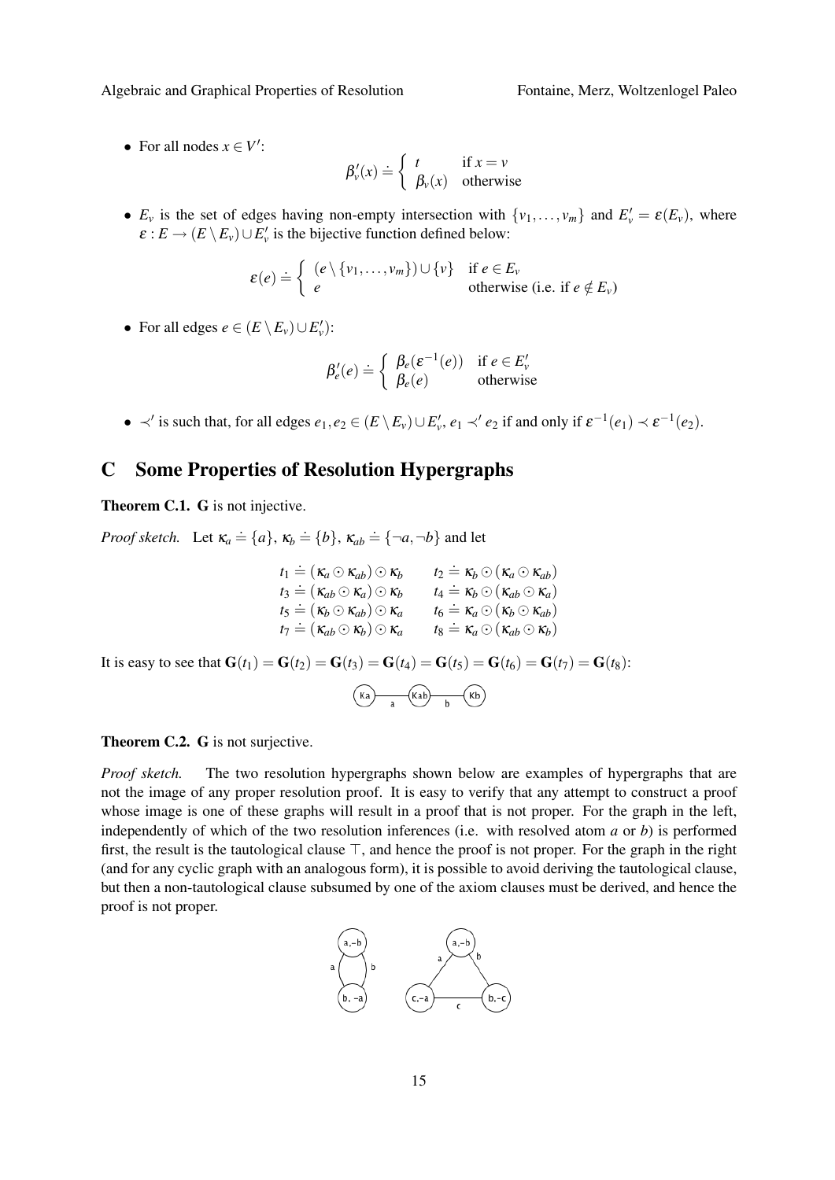- For all nodes $x \in V'$:

$$\beta'_v(x) \doteq \begin{cases} t & \text{if } x = v \\ \beta_v(x) & \text{otherwise} \end{cases}$$

- $E_v$ is the set of edges having non-empty intersection with $\{v_1, \ldots, v_m\}$ and $E'_v = \varepsilon(E_v)$, where $\varepsilon : E \to (E \setminus E_v) \cup E'_v$ is the bijective function defined below:

$$\varepsilon(e) \doteq \begin{cases} (e \setminus \{v_1, \ldots, v_m\}) \cup \{v\} & \text{if } e \in E_v \\ e & \text{otherwise (i.e. if } e \notin E_v) \end{cases}$$

- For all edges $e \in (E \setminus E_v) \cup E'_v$):

$$\beta'_e(e) \doteq \begin{cases} \beta_e(\varepsilon^{-1}(e)) & \text{if } e \in E'_v \\ \beta_e(e) & \text{otherwise} \end{cases}$$

- $\prec'$ is such that, for all edges $e_1, e_2 \in (E \setminus E_v) \cup E'_v$, $e_1 \prec' e_2$ if and only if $\varepsilon^{-1}(e_1) \prec \varepsilon^{-1}(e_2)$.

# C Some Properties of Resolution Hypergraphs

**Theorem C.1.** **G** is not injective.

*Proof sketch.* Let $\kappa_a \doteq \{a\}$, $\kappa_b \doteq \{b\}$, $\kappa_{ab} \doteq \{\neg a, \neg b\}$ and let

$$\begin{array}{ll} t_1 \doteq (\kappa_a \odot \kappa_{ab}) \odot \kappa_b & t_2 \doteq \kappa_b \odot (\kappa_a \odot \kappa_{ab}) \\ t_3 \doteq (\kappa_{ab} \odot \kappa_a) \odot \kappa_b & t_4 \doteq \kappa_b \odot (\kappa_{ab} \odot \kappa_a) \\ t_5 \doteq (\kappa_b \odot \kappa_{ab}) \odot \kappa_a & t_6 \doteq \kappa_a \odot (\kappa_b \odot \kappa_{ab}) \\ t_7 \doteq (\kappa_{ab} \odot \kappa_b) \odot \kappa_a & t_8 \doteq \kappa_a \odot (\kappa_{ab} \odot \kappa_b) \end{array}$$

It is easy to see that $\mathbf{G}(t_1) = \mathbf{G}(t_2) = \mathbf{G}(t_3) = \mathbf{G}(t_4) = \mathbf{G}(t_5) = \mathbf{G}(t_6) = \mathbf{G}(t_7) = \mathbf{G}(t_8)$:

Ka
a
Kab
b
Kb

**Theorem C.2.** **G** is not surjective.

*Proof sketch.* The two resolution hypergraphs shown below are examples of hypergraphs that are not the image of any proper resolution proof. It is easy to verify that any attempt to construct a proof whose image is one of these graphs will result in a proof that is not proper. For the graph in the left, independently of which of the two resolution inferences (i.e. with resolved atom $a$ or $b$) is performed first, the result is the tautological clause $\top$, and hence the proof is not proper. For the graph in the right (and for any cyclic graph with an analogous form), it is possible to avoid deriving the tautological clause, but then a non-tautological clause subsumed by one of the axiom clauses must be derived, and hence the proof is not proper.

a,-b
a
b
b, -a

a,-b
a
b
c,-a
c
b,-c